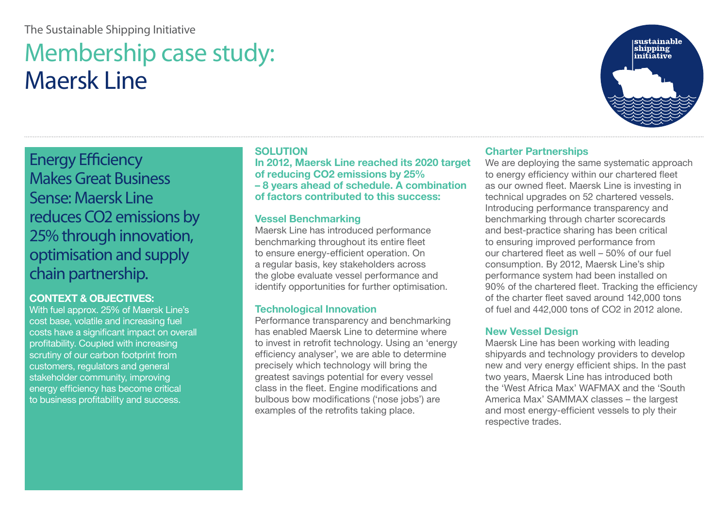The Sustainable Shipping Initiative

# Membership case study: Maersk Line

## Energy Efficiency Makes Great Business Sense: Maersk Line reduces $CO_2$ emissions by 25% through innovation, optimisation and supply chain partnership.

**CONTEXT & OBJECTIVES:**

With fuel approx. 25% of Maersk Line's cost base, volatile and increasing fuel costs have a significant impact on overall profitability. Coupled with increasing scrutiny of our carbon footprint from customers, regulators and general stakeholder community, improving energy efficiency has become critical to business profitability and success.

**SOLUTION**

**In 2012, Maersk Line reached its 2020 target of reducing $CO_2$ emissions by 25% – 8 years ahead of schedule. A combination of factors contributed to this success:**

### Vessel Benchmarking

Maersk Line has introduced performance benchmarking throughout its entire fleet to ensure energy-efficient operation. On a regular basis, key stakeholders across the globe evaluate vessel performance and identify opportunities for further optimisation.

### Technological Innovation

Performance transparency and benchmarking has enabled Maersk Line to determine where to invest in retrofit technology. Using an 'energy efficiency analyser', we are able to determine precisely which technology will bring the greatest savings potential for every vessel class in the fleet. Engine modifications and bulbous bow modifications ('nose jobs') are examples of the retrofits taking place.

### Charter Partnerships

We are deploying the same systematic approach to energy efficiency within our chartered fleet as our owned fleet. Maersk Line is investing in technical upgrades on 52 chartered vessels. Introducing performance transparency and benchmarking through charter scorecards and best-practice sharing has been critical to ensuring improved performance from our chartered fleet as well – 50% of our fuel consumption. By 2012, Maersk Line's ship performance system had been installed on 90% of the chartered fleet. Tracking the efficiency of the charter fleet saved around 142,000 tons of fuel and 442,000 tons of $CO_2$ in 2012 alone.

### New Vessel Design

Maersk Line has been working with leading shipyards and technology providers to develop new and very energy efficient ships. In the past two years, Maersk Line has introduced both the 'West Africa Max' WAFMAX and the 'South America Max' SAMMAX classes – the largest and most energy-efficient vessels to ply their respective trades.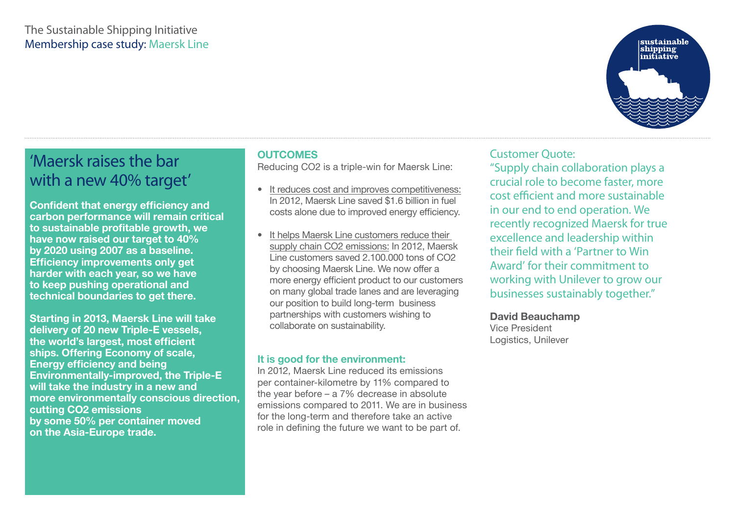The Sustainable Shipping Initiative
Membership case study: Maersk Line

## 'Maersk raises the bar with a new 40% target'

**Confident that energy efficiency and carbon performance will remain critical to sustainable profitable growth, we have now raised our target to 40% by 2020 using 2007 as a baseline. Efficiency improvements only get harder with each year, so we have to keep pushing operational and technical boundaries to get there.**

**Starting in 2013, Maersk Line will take delivery of 20 new Triple-E vessels, the world's largest, most efficient ships. Offering Economy of scale, Energy efficiency and being Environmentally-improved, the Triple-E will take the industry in a new and more environmentally conscious direction, cutting $CO_2$ emissions by some 50% per container moved on the Asia-Europe trade.**

### OUTCOMES

Reducing $CO_2$ is a triple-win for Maersk Line:

- It reduces cost and improves competitiveness: In 2012, Maersk Line saved $1.6 billion in fuel costs alone due to improved energy efficiency.
- It helps Maersk Line customers reduce their supply chain $CO_2$ emissions: In 2012, Maersk Line customers saved 2.100.000 tons of $CO_2$ by choosing Maersk Line. We now offer a more energy efficient product to our customers on many global trade lanes and are leveraging our position to build long-term business partnerships with customers wishing to collaborate on sustainability.

**It is good for the environment:**

In 2012, Maersk Line reduced its emissions per container-kilometre by 11% compared to the year before – a 7% decrease in absolute emissions compared to 2011. We are in business for the long-term and therefore take an active role in defining the future we want to be part of.

Customer Quote:

"Supply chain collaboration plays a crucial role to become faster, more cost efficient and more sustainable in our end to end operation. We recently recognized Maersk for true excellence and leadership within their field with a 'Partner to Win Award' for their commitment to working with Unilever to grow our businesses sustainably together."

**David Beauchamp**
Vice President
Logistics, Unilever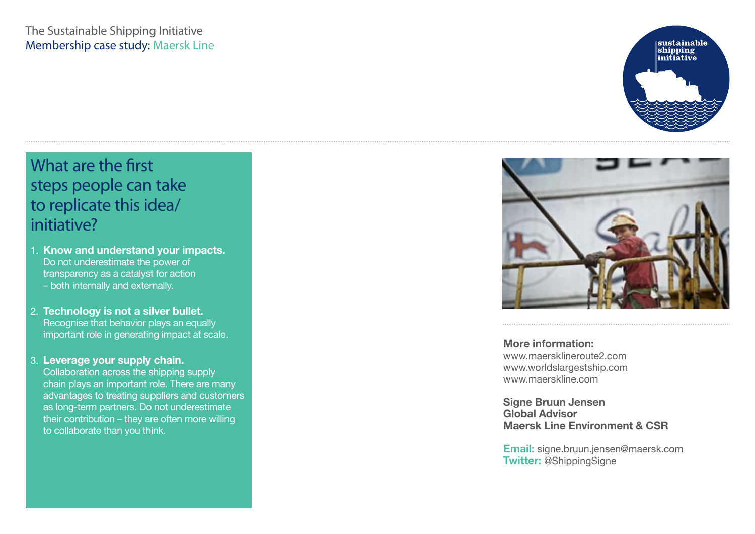The Sustainable Shipping Initiative
Membership case study: Maersk Line

## What are the first steps people can take to replicate this idea/initiative?

1. **Know and understand your impacts.** Do not underestimate the power of transparency as a catalyst for action – both internally and externally.
2. **Technology is not a silver bullet.** Recognise that behavior plays an equally important role in generating impact at scale.
3. **Leverage your supply chain.** Collaboration across the shipping supply chain plays an important role. There are many advantages to treating suppliers and customers as long-term partners. Do not underestimate their contribution – they are often more willing to collaborate than you think.

**More information:**
www.maersklineroute2.com
www.worldslargestship.com
www.maerskline.com

**Signe Bruun Jensen**
**Global Advisor**
**Maersk Line Environment & CSR**

**Email:** signe.bruun.jensen@maersk.com
**Twitter:** @ShippingSigne